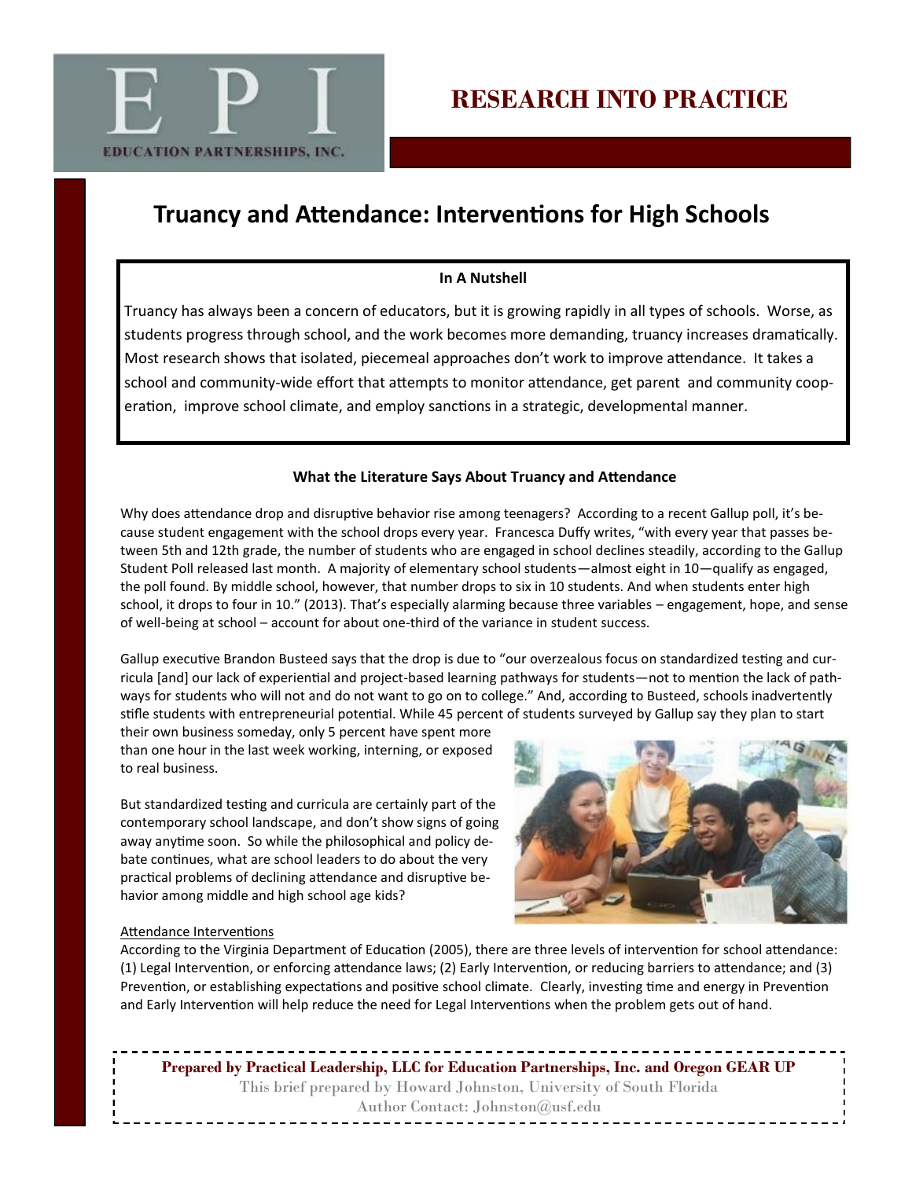EPI

EDUCATION PARTNERSHIPS, INC.

# RESEARCH INTO PRACTICE

## Truancy and Attendance: Interventions for High Schools

**In A Nutshell**

Truancy has always been a concern of educators, but it is growing rapidly in all types of schools. Worse, as students progress through school, and the work becomes more demanding, truancy increases dramatically. Most research shows that isolated, piecemeal approaches don't work to improve attendance. It takes a school and community-wide effort that attempts to monitor attendance, get parent and community cooperation, improve school climate, and employ sanctions in a strategic, developmental manner.

### What the Literature Says About Truancy and Attendance

Why does attendance drop and disruptive behavior rise among teenagers? According to a recent Gallup poll, it's because student engagement with the school drops every year. Francesca Duffy writes, "with every year that passes between 5th and 12th grade, the number of students who are engaged in school declines steadily, according to the Gallup Student Poll released last month. A majority of elementary school students—almost eight in 10—qualify as engaged, the poll found. By middle school, however, that number drops to six in 10 students. And when students enter high school, it drops to four in 10." (2013). That's especially alarming because three variables – engagement, hope, and sense of well-being at school – account for about one-third of the variance in student success.

Gallup executive Brandon Busteed says that the drop is due to "our overzealous focus on standardized testing and curricula [and] our lack of experiential and project-based learning pathways for students—not to mention the lack of pathways for students who will not and do not want to go on to college." And, according to Busteed, schools inadvertently stifle students with entrepreneurial potential. While 45 percent of students surveyed by Gallup say they plan to start their own business someday, only 5 percent have spent more than one hour in the last week working, interning, or exposed to real business.

But standardized testing and curricula are certainly part of the contemporary school landscape, and don't show signs of going away anytime soon. So while the philosophical and policy debate continues, what are school leaders to do about the very practical problems of declining attendance and disruptive behavior among middle and high school age kids?

<u>Attendance Interventions</u>

According to the Virginia Department of Education (2005), there are three levels of intervention for school attendance: (1) Legal Intervention, or enforcing attendance laws; (2) Early Intervention, or reducing barriers to attendance; and (3) Prevention, or establishing expectations and positive school climate. Clearly, investing time and energy in Prevention and Early Intervention will help reduce the need for Legal Interventions when the problem gets out of hand.

**Prepared by Practical Leadership, LLC for Education Partnerships, Inc. and Oregon GEAR UP**

This brief prepared by Howard Johnston, University of South Florida

Author Contact: Johnston@usf.edu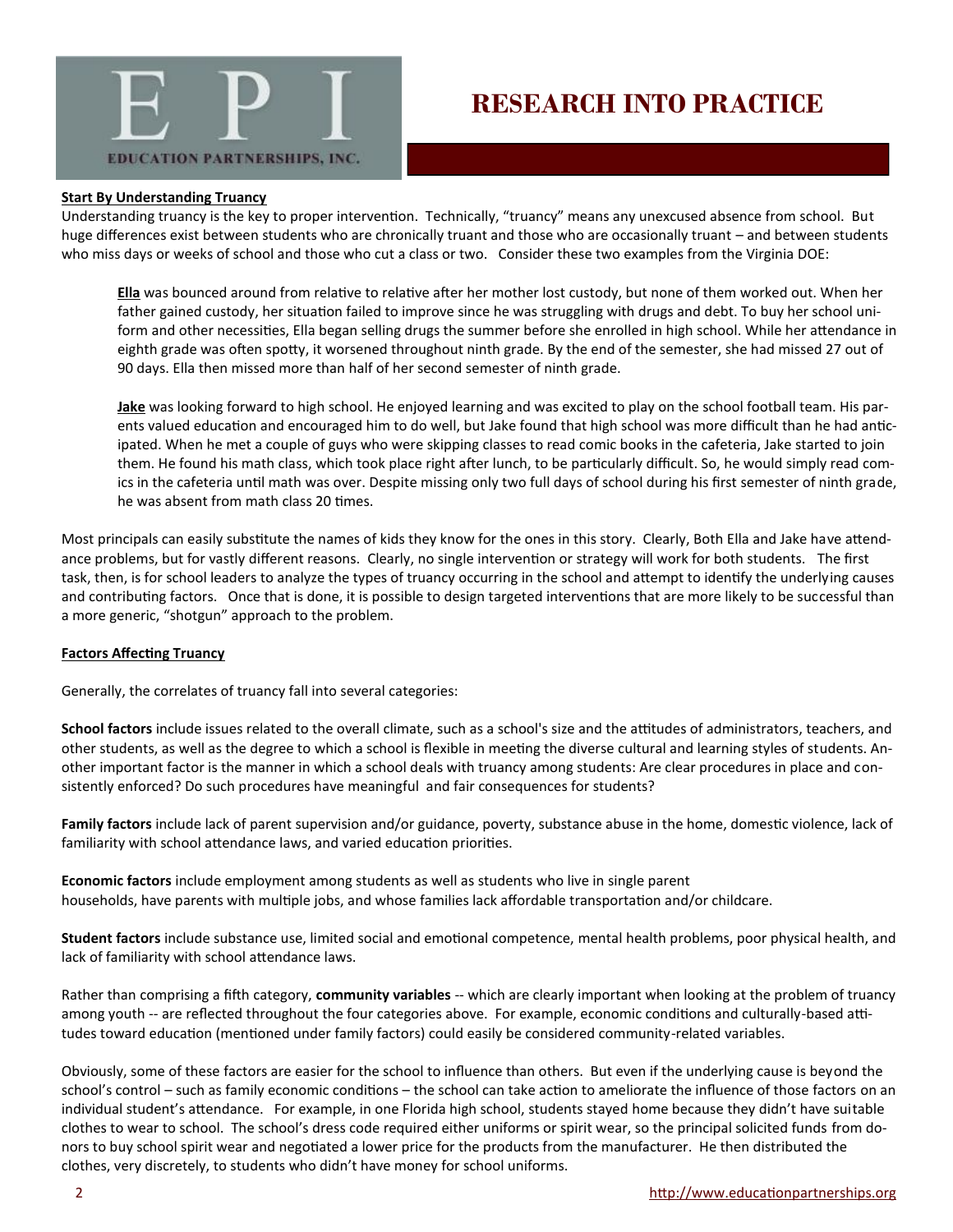# RESEARCH INTO PRACTICE

**Start By Understanding Truancy**

Understanding truancy is the key to proper intervention. Technically, "truancy" means any unexcused absence from school. But huge differences exist between students who are chronically truant and those who are occasionally truant – and between students who miss days or weeks of school and those who cut a class or two. Consider these two examples from the Virginia DOE:

> **Ella** was bounced around from relative to relative after her mother lost custody, but none of them worked out. When her father gained custody, her situation failed to improve since he was struggling with drugs and debt. To buy her school uniform and other necessities, Ella began selling drugs the summer before she enrolled in high school. While her attendance in eighth grade was often spotty, it worsened throughout ninth grade. By the end of the semester, she had missed 27 out of 90 days. Ella then missed more than half of her second semester of ninth grade.
>
> **Jake** was looking forward to high school. He enjoyed learning and was excited to play on the school football team. His parents valued education and encouraged him to do well, but Jake found that high school was more difficult than he had anticipated. When he met a couple of guys who were skipping classes to read comic books in the cafeteria, Jake started to join them. He found his math class, which took place right after lunch, to be particularly difficult. So, he would simply read comics in the cafeteria until math was over. Despite missing only two full days of school during his first semester of ninth grade, he was absent from math class 20 times.

Most principals can easily substitute the names of kids they know for the ones in this story. Clearly, Both Ella and Jake have attendance problems, but for vastly different reasons. Clearly, no single intervention or strategy will work for both students. The first task, then, is for school leaders to analyze the types of truancy occurring in the school and attempt to identify the underlying causes and contributing factors. Once that is done, it is possible to design targeted interventions that are more likely to be successful than a more generic, "shotgun" approach to the problem.

**Factors Affecting Truancy**

Generally, the correlates of truancy fall into several categories:

**School factors** include issues related to the overall climate, such as a school's size and the attitudes of administrators, teachers, and other students, as well as the degree to which a school is flexible in meeting the diverse cultural and learning styles of students. Another important factor is the manner in which a school deals with truancy among students: Are clear procedures in place and consistently enforced? Do such procedures have meaningful and fair consequences for students?

**Family factors** include lack of parent supervision and/or guidance, poverty, substance abuse in the home, domestic violence, lack of familiarity with school attendance laws, and varied education priorities.

**Economic factors** include employment among students as well as students who live in single parent households, have parents with multiple jobs, and whose families lack affordable transportation and/or childcare.

**Student factors** include substance use, limited social and emotional competence, mental health problems, poor physical health, and lack of familiarity with school attendance laws.

Rather than comprising a fifth category, **community variables** -- which are clearly important when looking at the problem of truancy among youth -- are reflected throughout the four categories above. For example, economic conditions and culturally-based attitudes toward education (mentioned under family factors) could easily be considered community-related variables.

Obviously, some of these factors are easier for the school to influence than others. But even if the underlying cause is beyond the school's control – such as family economic conditions – the school can take action to ameliorate the influence of those factors on an individual student's attendance. For example, in one Florida high school, students stayed home because they didn't have suitable clothes to wear to school. The school's dress code required either uniforms or spirit wear, so the principal solicited funds from donors to buy school spirit wear and negotiated a lower price for the products from the manufacturer. He then distributed the clothes, very discretely, to students who didn't have money for school uniforms.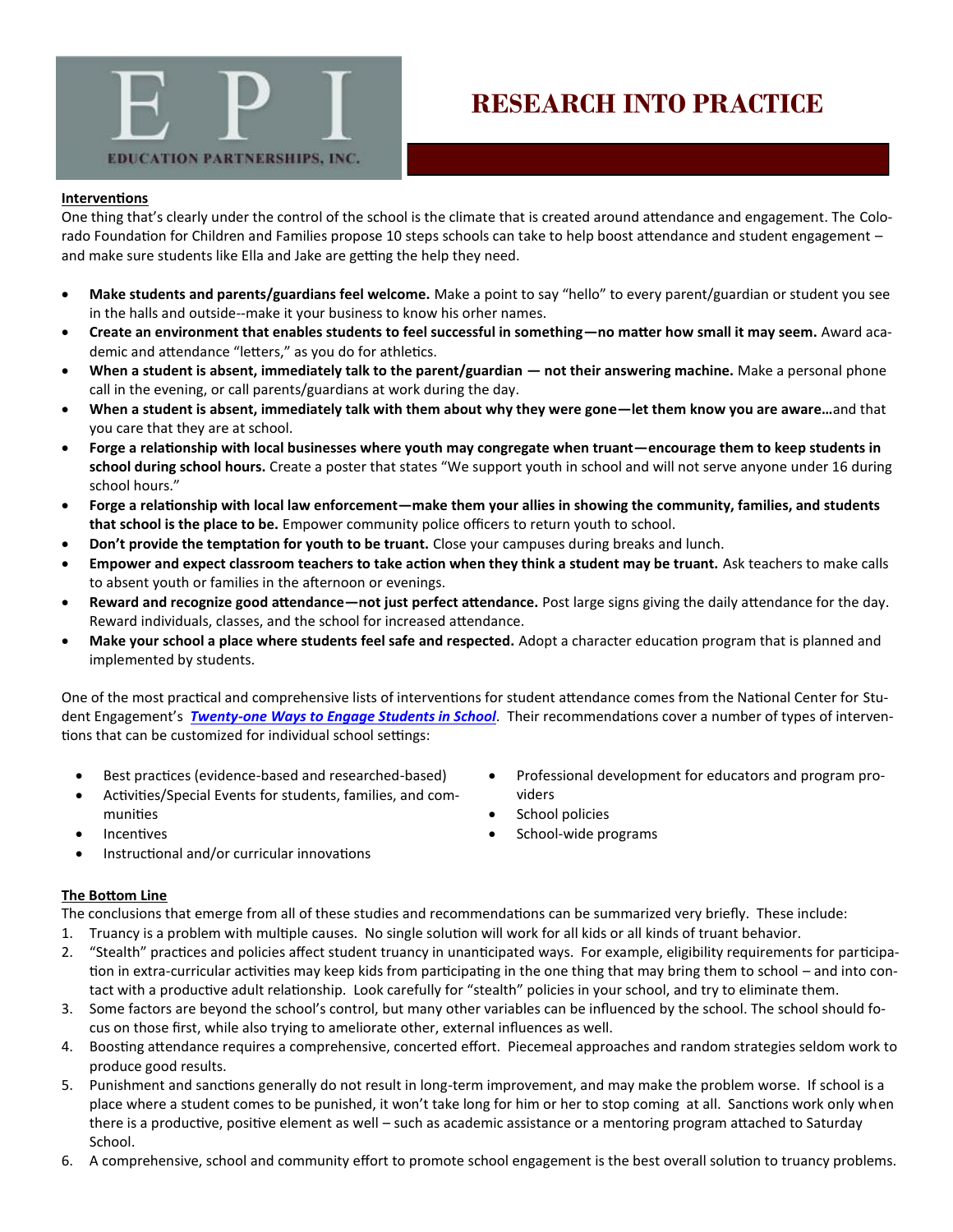# RESEARCH INTO PRACTICE

**Interventions**

One thing that's clearly under the control of the school is the climate that is created around attendance and engagement. The Colorado Foundation for Children and Families propose 10 steps schools can take to help boost attendance and student engagement – and make sure students like Ella and Jake are getting the help they need.

- **Make students and parents/guardians feel welcome.** Make a point to say "hello" to every parent/guardian or student you see in the halls and outside--make it your business to know his orher names.
- **Create an environment that enables students to feel successful in something—no matter how small it may seem.** Award academic and attendance "letters," as you do for athletics.
- **When a student is absent, immediately talk to the parent/guardian — not their answering machine.** Make a personal phone call in the evening, or call parents/guardians at work during the day.
- **When a student is absent, immediately talk with them about why they were gone—let them know you are aware…**and that you care that they are at school.
- **Forge a relationship with local businesses where youth may congregate when truant—encourage them to keep students in school during school hours.** Create a poster that states "We support youth in school and will not serve anyone under 16 during school hours."
- **Forge a relationship with local law enforcement—make them your allies in showing the community, families, and students that school is the place to be.** Empower community police officers to return youth to school.
- **Don't provide the temptation for youth to be truant.** Close your campuses during breaks and lunch.
- **Empower and expect classroom teachers to take action when they think a student may be truant.** Ask teachers to make calls to absent youth or families in the afternoon or evenings.
- **Reward and recognize good attendance—not just perfect attendance.** Post large signs giving the daily attendance for the day. Reward individuals, classes, and the school for increased attendance.
- **Make your school a place where students feel safe and respected.** Adopt a character education program that is planned and implemented by students.

One of the most practical and comprehensive lists of interventions for student attendance comes from the National Center for Student Engagement's ***Twenty-one Ways to Engage Students in School***. Their recommendations cover a number of types of interventions that can be customized for individual school settings:

- Best practices (evidence-based and researched-based)
- Activities/Special Events for students, families, and communities
- Incentives
- Instructional and/or curricular innovations
- Professional development for educators and program providers
- School policies
- School-wide programs

**The Bottom Line**

The conclusions that emerge from all of these studies and recommendations can be summarized very briefly. These include:

1. Truancy is a problem with multiple causes. No single solution will work for all kids or all kinds of truant behavior.
2. "Stealth" practices and policies affect student truancy in unanticipated ways. For example, eligibility requirements for participation in extra-curricular activities may keep kids from participating in the one thing that may bring them to school – and into contact with a productive adult relationship. Look carefully for "stealth" policies in your school, and try to eliminate them.
3. Some factors are beyond the school's control, but many other variables can be influenced by the school. The school should focus on those first, while also trying to ameliorate other, external influences as well.
4. Boosting attendance requires a comprehensive, concerted effort. Piecemeal approaches and random strategies seldom work to produce good results.
5. Punishment and sanctions generally do not result in long-term improvement, and may make the problem worse. If school is a place where a student comes to be punished, it won't take long for him or her to stop coming at all. Sanctions work only when there is a productive, positive element as well – such as academic assistance or a mentoring program attached to Saturday School.
6. A comprehensive, school and community effort to promote school engagement is the best overall solution to truancy problems.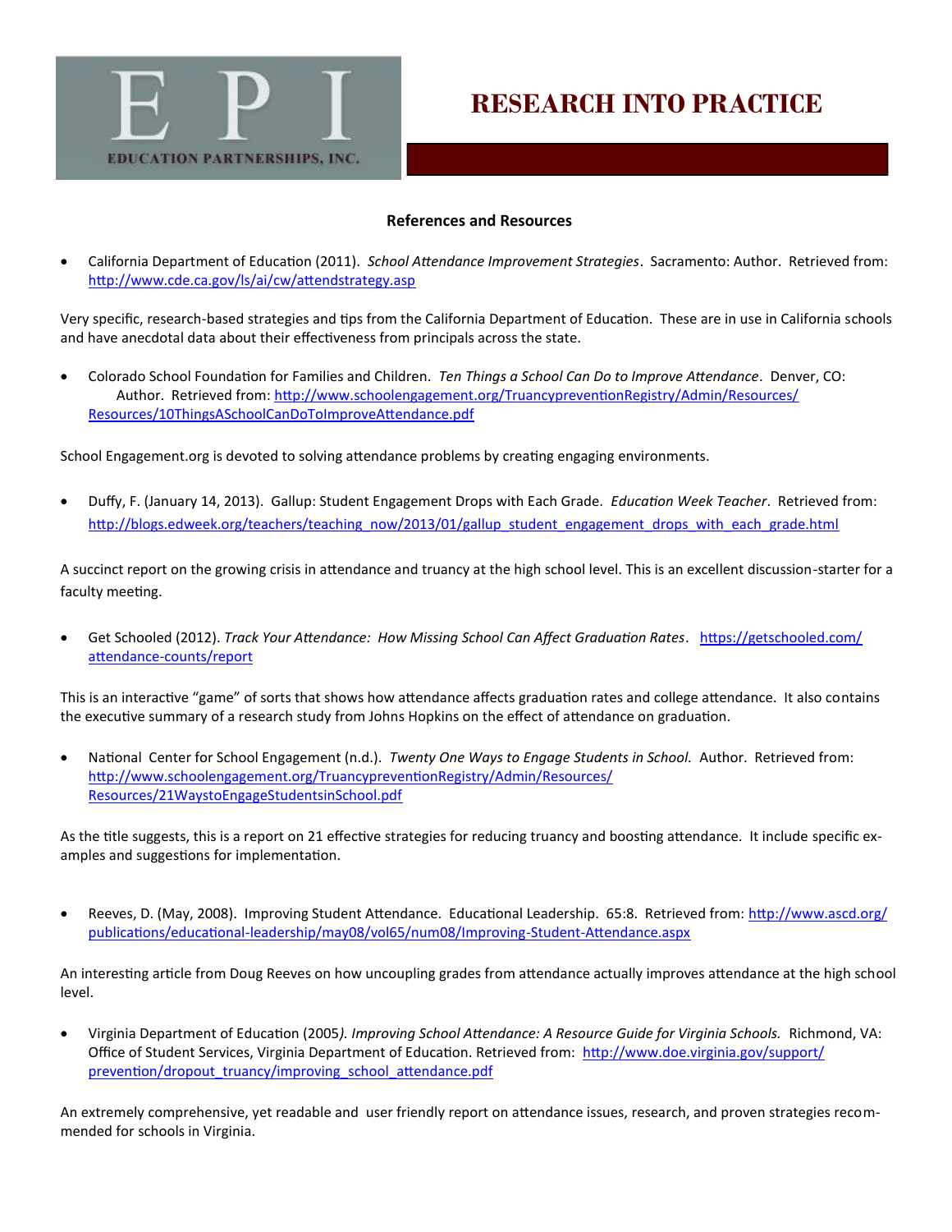EPI
EDUCATION PARTNERSHIPS, INC.

# RESEARCH INTO PRACTICE

## References and Resources

- California Department of Education (2011). *School Attendance Improvement Strategies*. Sacramento: Author. Retrieved from: http://www.cde.ca.gov/ls/ai/cw/attendstrategy.asp

Very specific, research-based strategies and tips from the California Department of Education. These are in use in California schools and have anecdotal data about their effectiveness from principals across the state.

- Colorado School Foundation for Families and Children. *Ten Things a School Can Do to Improve Attendance*. Denver, CO: Author. Retrieved from: http://www.schoolengagement.org/TruancypreventionRegistry/Admin/Resources/Resources/10ThingsASchoolCanDoToImproveAttendance.pdf

School Engagement.org is devoted to solving attendance problems by creating engaging environments.

- Duffy, F. (January 14, 2013). Gallup: Student Engagement Drops with Each Grade. *Education Week Teacher*. Retrieved from: http://blogs.edweek.org/teachers/teaching_now/2013/01/gallup_student_engagement_drops_with_each_grade.html

A succinct report on the growing crisis in attendance and truancy at the high school level. This is an excellent discussion-starter for a faculty meeting.

- Get Schooled (2012). *Track Your Attendance: How Missing School Can Affect Graduation Rates*. https://getschooled.com/attendance-counts/report

This is an interactive "game" of sorts that shows how attendance affects graduation rates and college attendance. It also contains the executive summary of a research study from Johns Hopkins on the effect of attendance on graduation.

- National Center for School Engagement (n.d.). *Twenty One Ways to Engage Students in School.* Author. Retrieved from: http://www.schoolengagement.org/TruancypreventionRegistry/Admin/Resources/Resources/21WaystoEngageStudentsinSchool.pdf

As the title suggests, this is a report on 21 effective strategies for reducing truancy and boosting attendance. It include specific examples and suggestions for implementation.

- Reeves, D. (May, 2008). Improving Student Attendance. Educational Leadership. 65:8. Retrieved from: http://www.ascd.org/publications/educational-leadership/may08/vol65/num08/Improving-Student-Attendance.aspx

An interesting article from Doug Reeves on how uncoupling grades from attendance actually improves attendance at the high school level.

- Virginia Department of Education (2005*). Improving School Attendance: A Resource Guide for Virginia Schools.* Richmond, VA: Office of Student Services, Virginia Department of Education. Retrieved from: http://www.doe.virginia.gov/support/prevention/dropout_truancy/improving_school_attendance.pdf

An extremely comprehensive, yet readable and user friendly report on attendance issues, research, and proven strategies recommended for schools in Virginia.